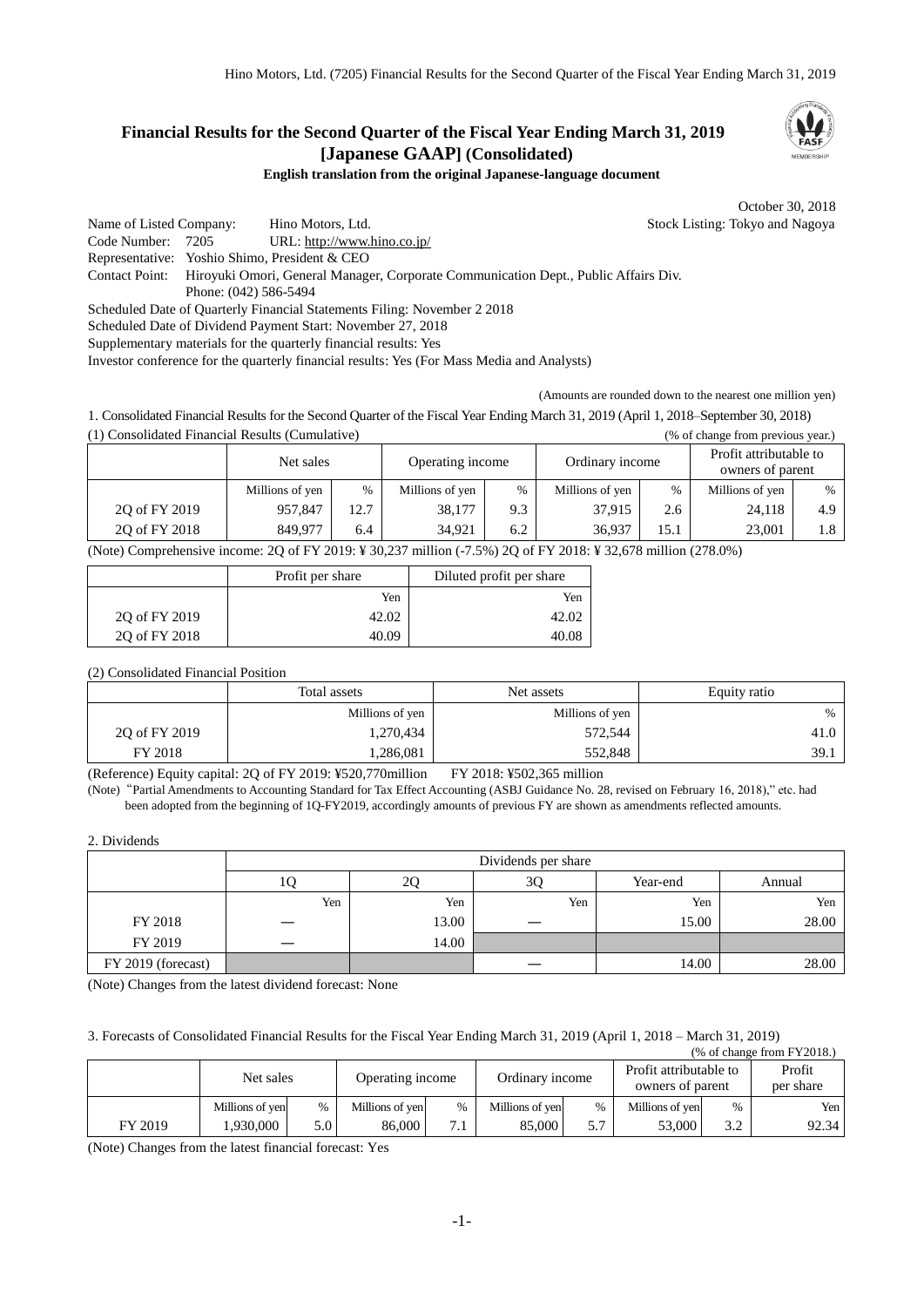# Financial Results for the Second Quarter of the Fiscal Year Ending March 31, 2019 [Japanese GAAP] (Consolidated)

**English translation from the original Japanese-language document**

October 30, 2018

Name of Listed Company: Hino Motors, Ltd. Stock Listing: Tokyo and Nagoya
Code Number: 7205 URL: http://www.hino.co.jp/
Representative: Yoshio Shimo, President & CEO
Contact Point: Hiroyuki Omori, General Manager, Corporate Communication Dept., Public Affairs Div.
Phone: (042) 586-5494
Scheduled Date of Quarterly Financial Statements Filing: November 2 2018
Scheduled Date of Dividend Payment Start: November 27, 2018
Supplementary materials for the quarterly financial results: Yes
Investor conference for the quarterly financial results: Yes (For Mass Media and Analysts)

(Amounts are rounded down to the nearest one million yen)

1. Consolidated Financial Results for the Second Quarter of the Fiscal Year Ending March 31, 2019 (April 1, 2018–September 30, 2018)

(1) Consolidated Financial Results (Cumulative) (% of change from previous year.)

| | Net sales | | Operating income | | Ordinary income | | Profit attributable to owners of parent | |
|---|---|---|---|---|---|---|---|---|
| | Millions of yen | % | Millions of yen | % | Millions of yen | % | Millions of yen | % |
| 2Q of FY 2019 | 957,847 | 12.7 | 38,177 | 9.3 | 37,915 | 2.6 | 24,118 | 4.9 |
| 2Q of FY 2018 | 849,977 | 6.4 | 34,921 | 6.2 | 36,937 | 15.1 | 23,001 | 1.8 |

(Note) Comprehensive income: 2Q of FY 2019: ¥ 30,237 million (-7.5%) 2Q of FY 2018: ¥ 32,678 million (278.0%)

| | Profit per share | Diluted profit per share |
|---|---|---|
| | Yen | Yen |
| 2Q of FY 2019 | 42.02 | 42.02 |
| 2Q of FY 2018 | 40.09 | 40.08 |

(2) Consolidated Financial Position

| | Total assets | Net assets | Equity ratio |
|---|---|---|---|
| | Millions of yen | Millions of yen | % |
| 2Q of FY 2019 | 1,270,434 | 572,544 | 41.0 |
| FY 2018 | 1,286,081 | 552,848 | 39.1 |

(Reference) Equity capital: 2Q of FY 2019: ¥520,770million FY 2018: ¥502,365 million

(Note) "Partial Amendments to Accounting Standard for Tax Effect Accounting (ASBJ Guidance No. 28, revised on February 16, 2018)," etc. had been adopted from the beginning of 1Q-FY2019, accordingly amounts of previous FY are shown as amendments reflected amounts.

2. Dividends

| | Dividends per share | | | | |
|---|---|---|---|---|---|
| | 1Q | 2Q | 3Q | Year-end | Annual |
| | Yen | Yen | Yen | Yen | Yen |
| FY 2018 | — | 13.00 | — | 15.00 | 28.00 |
| FY 2019 | — | 14.00 | | | |
| FY 2019 (forecast) | | | — | 14.00 | 28.00 |

(Note) Changes from the latest dividend forecast: None

3. Forecasts of Consolidated Financial Results for the Fiscal Year Ending March 31, 2019 (April 1, 2018 – March 31, 2019)

(% of change from FY2018.)

| | Net sales | | Operating income | | Ordinary income | | Profit attributable to owners of parent | | Profit per share |
|---|---|---|---|---|---|---|---|---|---|
| | Millions of yen | % | Millions of yen | % | Millions of yen | % | Millions of yen | % | Yen |
| FY 2019 | 1,930,000 | 5.0 | 86,000 | 7.1 | 85,000 | 5.7 | 53,000 | 3.2 | 92.34 |

(Note) Changes from the latest financial forecast: Yes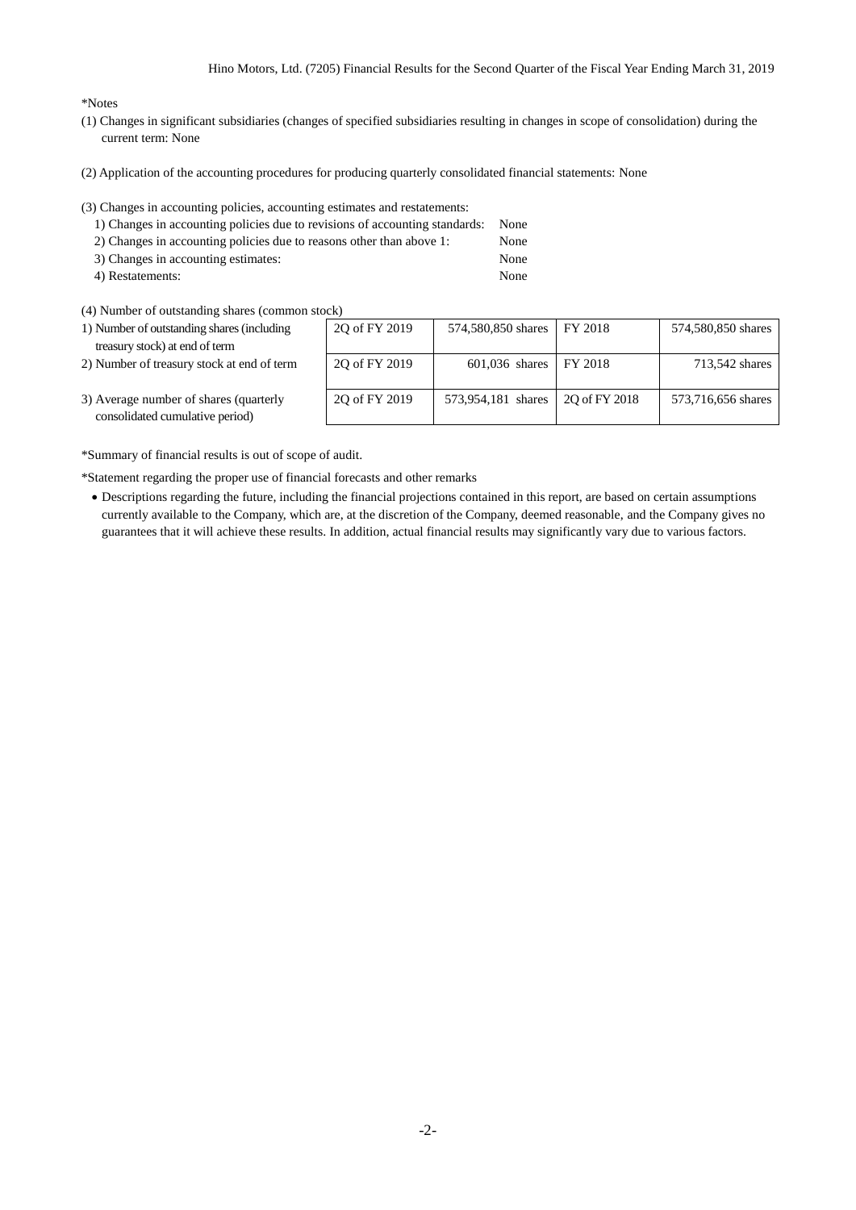*Notes

(1) Changes in significant subsidiaries (changes of specified subsidiaries resulting in changes in scope of consolidation) during the current term: None

(2) Application of the accounting procedures for producing quarterly consolidated financial statements: None

(3) Changes in accounting policies, accounting estimates and restatements:

1) Changes in accounting policies due to revisions of accounting standards: None
2) Changes in accounting policies due to reasons other than above 1: None
3) Changes in accounting estimates: None
4) Restatements: None

(4) Number of outstanding shares (common stock)

| | | | | |
|---|---|---|---|---|
| 1) Number of outstanding shares (including treasury stock) at end of term | 2Q of FY 2019 | 574,580,850 shares | FY 2018 | 574,580,850 shares |
| 2) Number of treasury stock at end of term | 2Q of FY 2019 | 601,036 shares | FY 2018 | 713,542 shares |
| 3) Average number of shares (quarterly consolidated cumulative period) | 2Q of FY 2019 | 573,954,181 shares | 2Q of FY 2018 | 573,716,656 shares |

*Summary of financial results is out of scope of audit.

*Statement regarding the proper use of financial forecasts and other remarks

- Descriptions regarding the future, including the financial projections contained in this report, are based on certain assumptions currently available to the Company, which are, at the discretion of the Company, deemed reasonable, and the Company gives no guarantees that it will achieve these results. In addition, actual financial results may significantly vary due to various factors.